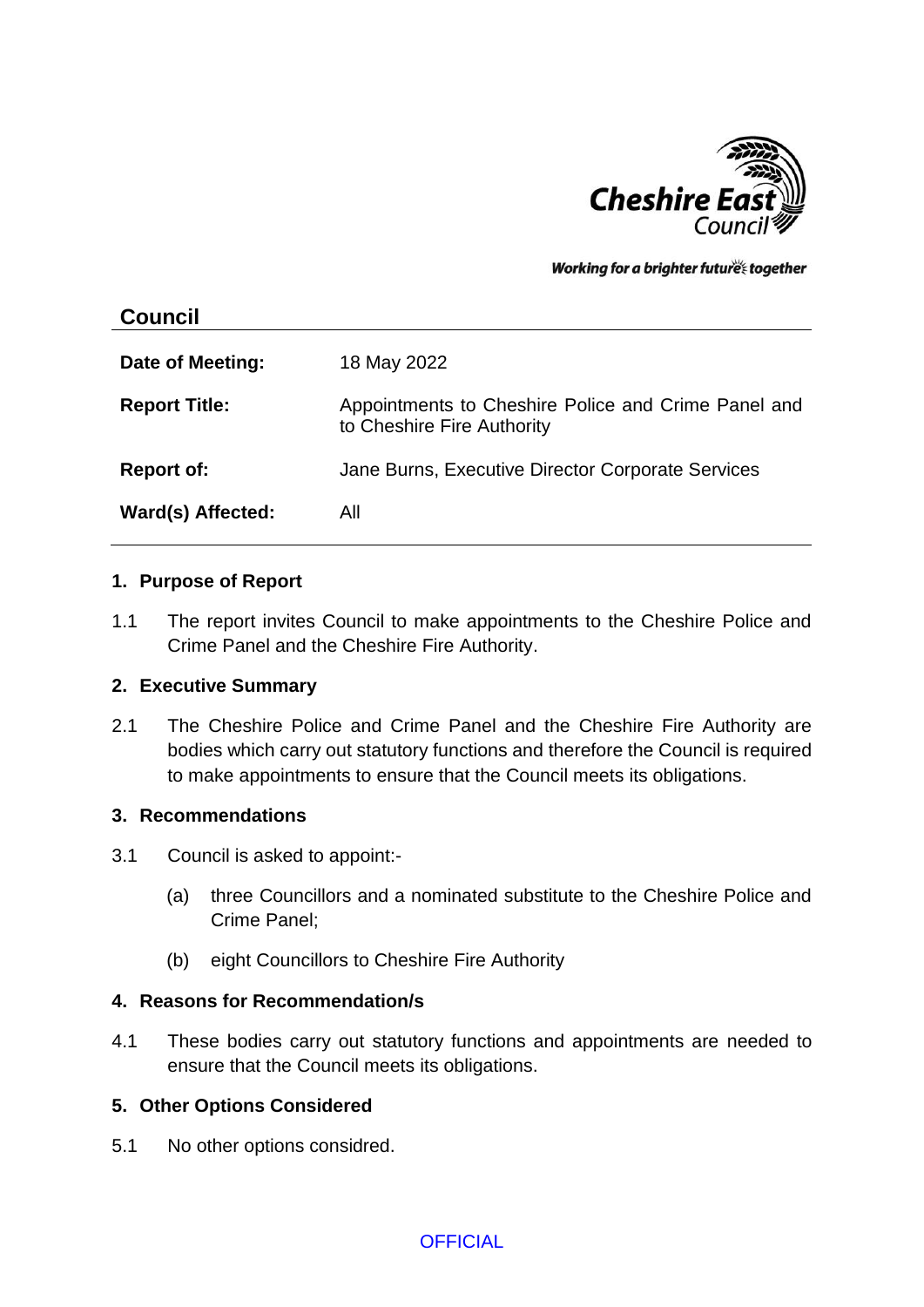Working for a brighter future together

## Council

| | |
|---|---|
| **Date of Meeting:** | 18 May 2022 |
| **Report Title:** | Appointments to Cheshire Police and Crime Panel and to Cheshire Fire Authority |
| **Report of:** | Jane Burns, Executive Director Corporate Services |
| **Ward(s) Affected:** | All |

### 1. Purpose of Report

1.1 The report invites Council to make appointments to the Cheshire Police and Crime Panel and the Cheshire Fire Authority.

### 2. Executive Summary

2.1 The Cheshire Police and Crime Panel and the Cheshire Fire Authority are bodies which carry out statutory functions and therefore the Council is required to make appointments to ensure that the Council meets its obligations.

### 3. Recommendations

3.1 Council is asked to appoint:-

(a) three Councillors and a nominated substitute to the Cheshire Police and Crime Panel;

(b) eight Councillors to Cheshire Fire Authority

### 4. Reasons for Recommendation/s

4.1 These bodies carry out statutory functions and appointments are needed to ensure that the Council meets its obligations.

### 5. Other Options Considered

5.1 No other options considred.

OFFICIAL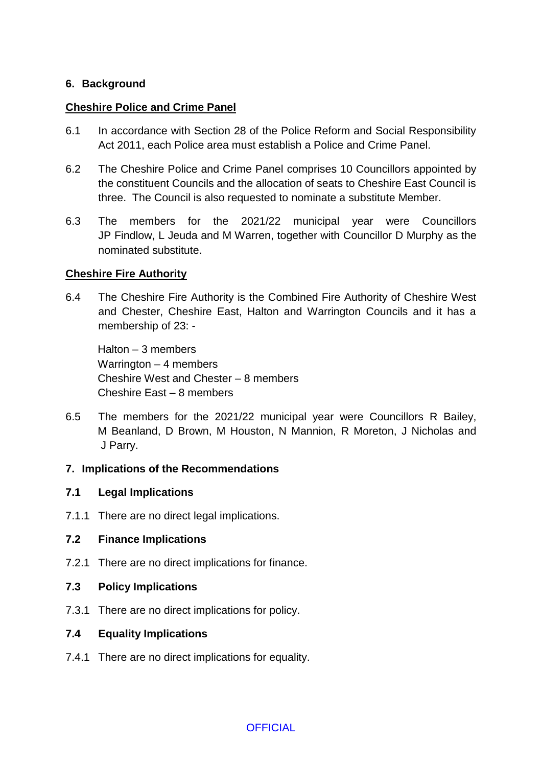## 6. Background

**Cheshire Police and Crime Panel**

6.1 In accordance with Section 28 of the Police Reform and Social Responsibility Act 2011, each Police area must establish a Police and Crime Panel.

6.2 The Cheshire Police and Crime Panel comprises 10 Councillors appointed by the constituent Councils and the allocation of seats to Cheshire East Council is three. The Council is also requested to nominate a substitute Member.

6.3 The members for the 2021/22 municipal year were Councillors JP Findlow, L Jeuda and M Warren, together with Councillor D Murphy as the nominated substitute.

**Cheshire Fire Authority**

6.4 The Cheshire Fire Authority is the Combined Fire Authority of Cheshire West and Chester, Cheshire East, Halton and Warrington Councils and it has a membership of 23: -

Halton – 3 members
Warrington – 4 members
Cheshire West and Chester – 8 members
Cheshire East – 8 members

6.5 The members for the 2021/22 municipal year were Councillors R Bailey, M Beanland, D Brown, M Houston, N Mannion, R Moreton, J Nicholas and J Parry.

## 7. Implications of the Recommendations

### 7.1 Legal Implications

7.1.1 There are no direct legal implications.

### 7.2 Finance Implications

7.2.1 There are no direct implications for finance.

### 7.3 Policy Implications

7.3.1 There are no direct implications for policy.

### 7.4 Equality Implications

7.4.1 There are no direct implications for equality.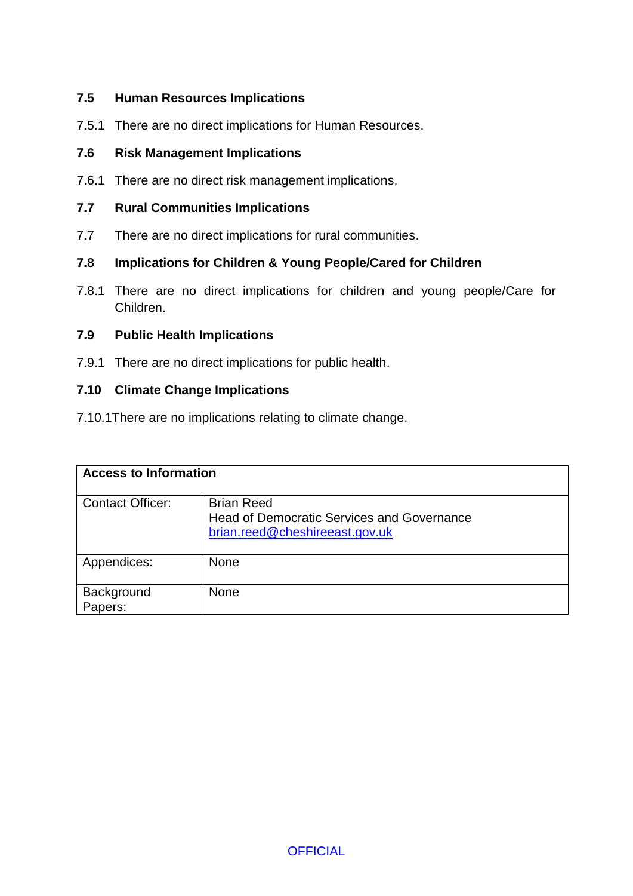### 7.5 Human Resources Implications

7.5.1 There are no direct implications for Human Resources.

### 7.6 Risk Management Implications

7.6.1 There are no direct risk management implications.

### 7.7 Rural Communities Implications

7.7 There are no direct implications for rural communities.

### 7.8 Implications for Children & Young People/Cared for Children

7.8.1 There are no direct implications for children and young people/Care for Children.

### 7.9 Public Health Implications

7.9.1 There are no direct implications for public health.

### 7.10 Climate Change Implications

7.10.1There are no implications relating to climate change.

| **Access to Information** | |
|---|---|
| Contact Officer: | Brian Reed<br>Head of Democratic Services and Governance<br>brian.reed@cheshireeast.gov.uk |
| Appendices: | None |
| Background Papers: | None |

OFFICIAL